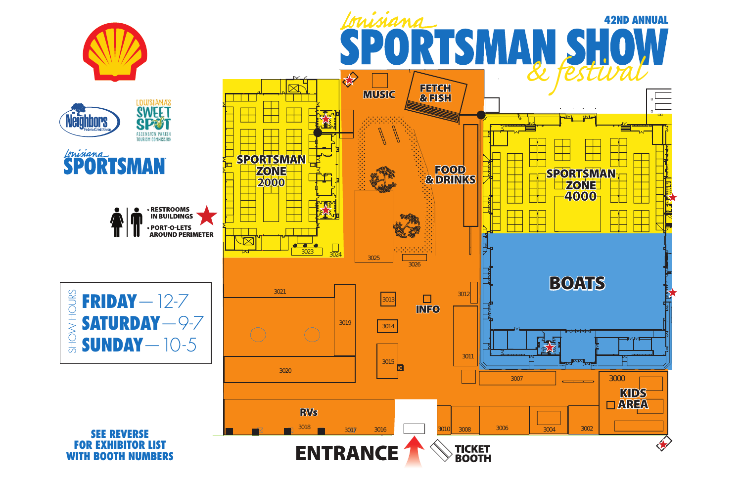# Louisiana SPORTSMAN SHOW & festival

**42ND ANNUAL**

Neighbors Federal Credit Union

LOUISIANA'S SWEET SPOT — ASCENSION PARISH TOURISM COMMISSION

Louisiana SPORTSMAN

- RESTROOMS IN BUILDINGS
- PORT-O-LETS AROUND PERIMETER

## SHOW HOURS

**FRIDAY** — 12-7

**SATURDAY** — 9-7

**SUNDAY** — 10-5

**SEE REVERSE FOR EXHIBITOR LIST WITH BOOTH NUMBERS**

MUSIC

FETCH & FISH

SPORTSMAN ZONE 2000

FOOD & DRINKS

SPORTSMAN ZONE 4000

BOATS

INFO

KIDS AREA

RVs

ENTRANCE

TICKET BOOTH

3000, 3002, 3004, 3006, 3007, 3008, 3010, 3011, 3012, 3013, 3014, 3015, 3016, 3017, 3018, 3019, 3020, 3021, 3023, 3024, 3025, 3026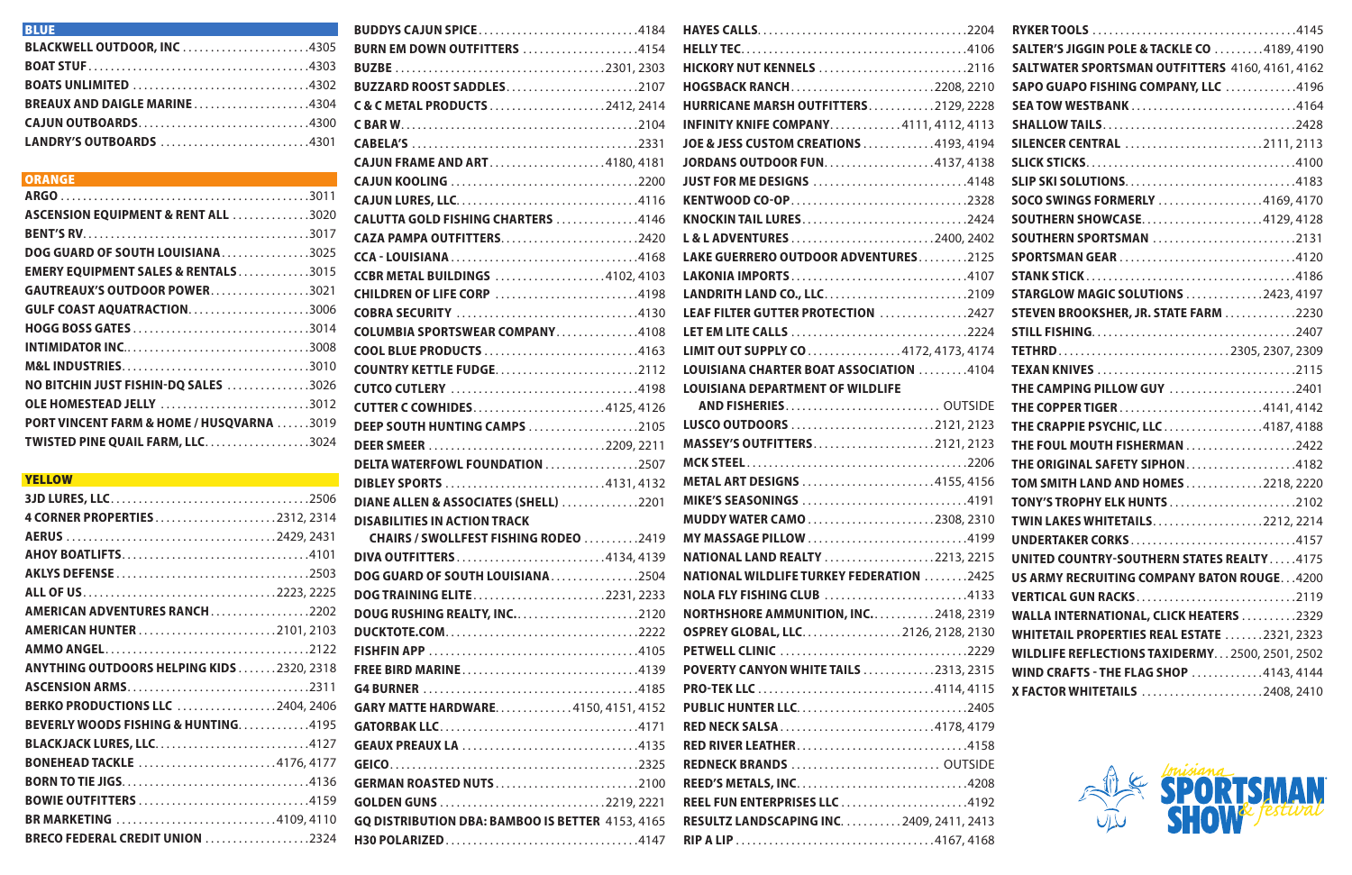## BLUE

- BLACKWELL OUTDOOR, INC ....4305
- BOAT STUF ....4303
- BOATS UNLIMITED ....4302
- BREAUX AND DAIGLE MARINE ....4304
- CAJUN OUTBOARDS ....4300
- LANDRY'S OUTBOARDS ....4301

## ORANGE

- ARGO ....3011
- ASCENSION EQUIPMENT & RENT ALL ....3020
- BENT'S RV ....3017
- DOG GUARD OF SOUTH LOUISIANA ....3025
- EMERY EQUIPMENT SALES & RENTALS ....3015
- GAUTREAUX'S OUTDOOR POWER ....3021
- GULF COAST AQUATRACTION ....3006
- HOGG BOSS GATES ....3014
- INTIMIDATOR INC. ....3008
- M&L INDUSTRIES ....3010
- NO BITCHIN JUST FISHIN-DQ SALES ....3026
- OLE HOMESTEAD JELLY ....3012
- PORT VINCENT FARM & HOME / HUSQVARNA ....3019
- TWISTED PINE QUAIL FARM, LLC ....3024

## YELLOW

- 3JD LURES, LLC ....2506
- 4 CORNER PROPERTIES ....2312, 2314
- AERUS ....2429, 2431
- AHOY BOATLIFTS ....4101
- AKLYS DEFENSE ....2503
- ALL OF US ....2223, 2225
- AMERICAN ADVENTURES RANCH ....2202
- AMERICAN HUNTER ....2101, 2103
- AMMO ANGEL ....2122
- ANYTHING OUTDOORS HELPING KIDS ....2320, 2318
- ASCENSION ARMS ....2311
- BERKO PRODUCTIONS LLC ....2404, 2406
- BEVERLY WOODS FISHING & HUNTING ....4195
- BLACKJACK LURES, LLC ....4127
- BONEHEAD TACKLE ....4176, 4177
- BORN TO TIE JIGS ....4136
- BOWIE OUTFITTERS ....4159
- BR MARKETING ....4109, 4110
- BRECO FEDERAL CREDIT UNION ....2324
- BUDDYS CAJUN SPICE ....4184
- BURN EM DOWN OUTFITTERS ....4154
- BUZBE ....2301, 2303
- BUZZARD ROOST SADDLES ....2107
- C & C METAL PRODUCTS ....2412, 2414
- C BAR W ....2104
- CABELA'S ....2331
- CAJUN FRAME AND ART ....4180, 4181
- CAJUN KOOLING ....2200
- CAJUN LURES, LLC ....4116
- CALUTTA GOLD FISHING CHARTERS ....4146
- CAZA PAMPA OUTFITTERS ....2420
- CCA - LOUISIANA ....4168
- CCBR METAL BUILDINGS ....4102, 4103
- CHILDREN OF LIFE CORP ....4198
- COBRA SECURITY ....4130
- COLUMBIA SPORTSWEAR COMPANY ....4108
- COOL BLUE PRODUCTS ....4163
- COUNTRY KETTLE FUDGE ....2112
- CUTCO CUTLERY ....4198
- CUTTER C COWHIDES ....4125, 4126
- DEEP SOUTH HUNTING CAMPS ....2105
- DEER SMEER ....2209, 2211
- DELTA WATERFOWL FOUNDATION ....2507
- DIBLEY SPORTS ....4131, 4132
- DIANE ALLEN & ASSOCIATES (SHELL) ....2201
- DISABILITIES IN ACTION TRACK CHAIRS / SWOLLFEST FISHING RODEO ....2419
- DIVA OUTFITTERS ....4134, 4139
- DOG GUARD OF SOUTH LOUISIANA ....2504
- DOG TRAINING ELITE ....2231, 2233
- DOUG RUSHING REALTY, INC. ....2120
- DUCKTOTE.COM ....2222
- FISHFIN APP ....4105
- FREE BIRD MARINE ....4139
- G4 BURNER ....4185
- GARY MATTE HARDWARE ....4150, 4151, 4152
- GATORBAK LLC ....4171
- GEAUX PREAUX LA ....4135
- GEICO ....2325
- GERMAN ROASTED NUTS ....2100
- GOLDEN GUNS ....2219, 2221
- GQ DISTRIBUTION DBA: BAMBOO IS BETTER 4153, 4165
- H30 POLARIZED ....4147
- HAYES CALLS ....2204
- HELLY TEC ....4106
- HICKORY NUT KENNELS ....2116
- HOGSBACK RANCH ....2208, 2210
- HURRICANE MARSH OUTFITTERS ....2129, 2228
- INFINITY KNIFE COMPANY ....4111, 4112, 4113
- JOE & JESS CUSTOM CREATIONS ....4193, 4194
- JORDANS OUTDOOR FUN ....4137, 4138
- JUST FOR ME DESIGNS ....4148
- KENTWOOD CO-OP ....2328
- KNOCKIN TAIL LURES ....2424
- L & L ADVENTURES ....2400, 2402
- LAKE GUERRERO OUTDOOR ADVENTURES ....2125
- LAKONIA IMPORTS ....4107
- LANDRITH LAND CO., LLC ....2109
- LEAF FILTER GUTTER PROTECTION ....2427
- LET EM LITE CALLS ....2224
- LIMIT OUT SUPPLY CO ....4172, 4173, 4174
- LOUISIANA CHARTER BOAT ASSOCIATION ....4104
- LOUISIANA DEPARTMENT OF WILDLIFE AND FISHERIES ....OUTSIDE
- LUSCO OUTDOORS ....2121, 2123
- MASSEY'S OUTFITTERS ....2121, 2123
- MCK STEEL ....2206
- METAL ART DESIGNS ....4155, 4156
- MIKE'S SEASONINGS ....4191
- MUDDY WATER CAMO ....2308, 2310
- MY MASSAGE PILLOW ....4199
- NATIONAL LAND REALTY ....2213, 2215
- NATIONAL WILDLIFE TURKEY FEDERATION ....2425
- NOLA FLY FISHING CLUB ....4133
- NORTHSHORE AMMUNITION, INC. ....2418, 2319
- OSPREY GLOBAL, LLC ....2126, 2128, 2130
- PETWELL CLINIC ....2229
- POVERTY CANYON WHITE TAILS ....2313, 2315
- PRO-TEK LLC ....4114, 4115
- PUBLIC HUNTER LLC ....2405
- RED NECK SALSA ....4178, 4179
- RED RIVER LEATHER ....4158
- REDNECK BRANDS ....OUTSIDE
- REED'S METALS, INC. ....4208
- REEL FUN ENTERPRISES LLC ....4192
- RESULTZ LANDSCAPING INC. ....2409, 2411, 2413
- RIP A LIP ....4167, 4168
- RYKER TOOLS ....4145
- SALTER'S JIGGIN POLE & TACKLE CO ....4189, 4190
- SALTWATER SPORTSMAN OUTFITTERS 4160, 4161, 4162
- SAPO GUAPO FISHING COMPANY, LLC ....4196
- SEA TOW WESTBANK ....4164
- SHALLOW TAILS ....2428
- SILENCER CENTRAL ....2111, 2113
- SLICK STICKS ....4100
- SLIP SKI SOLUTIONS ....4183
- SOCO SWINGS FORMERLY ....4169, 4170
- SOUTHERN SHOWCASE ....4129, 4128
- SOUTHERN SPORTSMAN ....2131
- SPORTSMAN GEAR ....4120
- STANK STICK ....4186
- STARGLOW MAGIC SOLUTIONS ....2423, 4197
- STEVEN BROOKSHER, JR. STATE FARM ....2230
- STILL FISHING ....2407
- TETHRD ....2305, 2307, 2309
- TEXAN KNIVES ....2115
- THE CAMPING PILLOW GUY ....2401
- THE COPPER TIGER ....4141, 4142
- THE CRAPPIE PSYCHIC, LLC ....4187, 4188
- THE FOUL MOUTH FISHERMAN ....2422
- THE ORIGINAL SAFETY SIPHON ....4182
- TOM SMITH LAND AND HOMES ....2218, 2220
- TONY'S TROPHY ELK HUNTS ....2102
- TWIN LAKES WHITETAILS ....2212, 2214
- UNDERTAKER CORKS ....4157
- UNITED COUNTRY-SOUTHERN STATES REALTY ....4175
- US ARMY RECRUITING COMPANY BATON ROUGE ....4200
- VERTICAL GUN RACKS ....2119
- WALLA INTERNATIONAL, CLICK HEATERS ....2329
- WHITETAIL PROPERTIES REAL ESTATE ....2321, 2323
- WILDLIFE REFLECTIONS TAXIDERMY ....2500, 2501, 2502
- WIND CRAFTS - THE FLAG SHOP ....4143, 4144
- X FACTOR WHITETAILS ....2408, 2410

Louisiana SPORTSMAN SHOW & festival